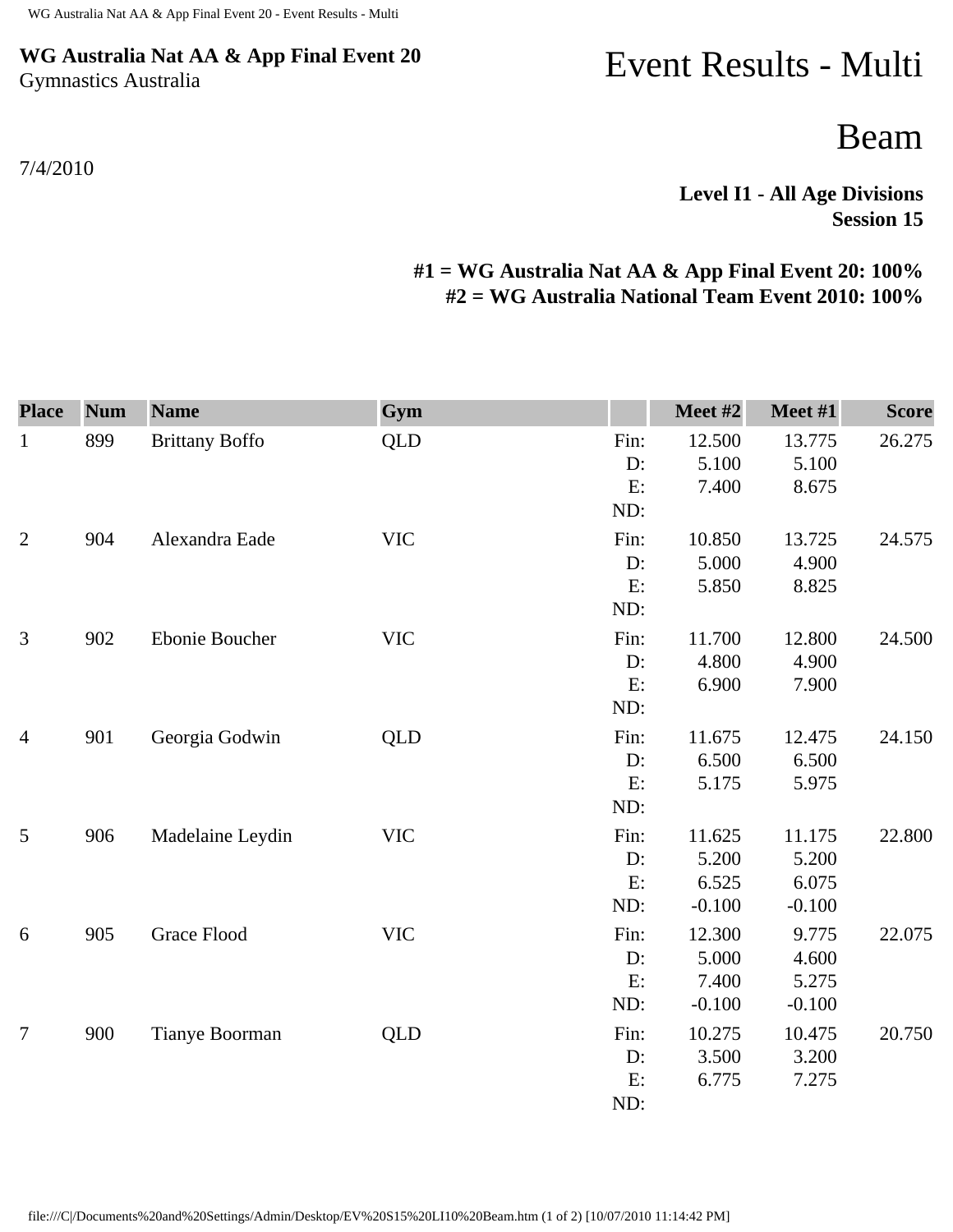**WG Australia Nat AA & App Final Event 20**
Gymnastics Australia

# Event Results - Multi

# Beam

7/4/2010

**Level I1 - All Age Divisions**
**Session 15**

**#1 = WG Australia Nat AA & App Final Event 20: 100%**
**#2 = WG Australia National Team Event 2010: 100%**

| Place | Num | Name | Gym | | Meet #2 | Meet #1 | Score |
|---|---|---|---|---|---|---|---|
| 1 | 899 | Brittany Boffo | QLD | Fin: | 12.500 | 13.775 | 26.275 |
| | | | | D: | 5.100 | 5.100 | |
| | | | | E: | 7.400 | 8.675 | |
| | | | | ND: | | | |
| 2 | 904 | Alexandra Eade | VIC | Fin: | 10.850 | 13.725 | 24.575 |
| | | | | D: | 5.000 | 4.900 | |
| | | | | E: | 5.850 | 8.825 | |
| | | | | ND: | | | |
| 3 | 902 | Ebonie Boucher | VIC | Fin: | 11.700 | 12.800 | 24.500 |
| | | | | D: | 4.800 | 4.900 | |
| | | | | E: | 6.900 | 7.900 | |
| | | | | ND: | | | |
| 4 | 901 | Georgia Godwin | QLD | Fin: | 11.675 | 12.475 | 24.150 |
| | | | | D: | 6.500 | 6.500 | |
| | | | | E: | 5.175 | 5.975 | |
| | | | | ND: | | | |
| 5 | 906 | Madelaine Leydin | VIC | Fin: | 11.625 | 11.175 | 22.800 |
| | | | | D: | 5.200 | 5.200 | |
| | | | | E: | 6.525 | 6.075 | |
| | | | | ND: | -0.100 | -0.100 | |
| 6 | 905 | Grace Flood | VIC | Fin: | 12.300 | 9.775 | 22.075 |
| | | | | D: | 5.000 | 4.600 | |
| | | | | E: | 7.400 | 5.275 | |
| | | | | ND: | -0.100 | -0.100 | |
| 7 | 900 | Tianye Boorman | QLD | Fin: | 10.275 | 10.475 | 20.750 |
| | | | | D: | 3.500 | 3.200 | |
| | | | | E: | 6.775 | 7.275 | |
| | | | | ND: | | | |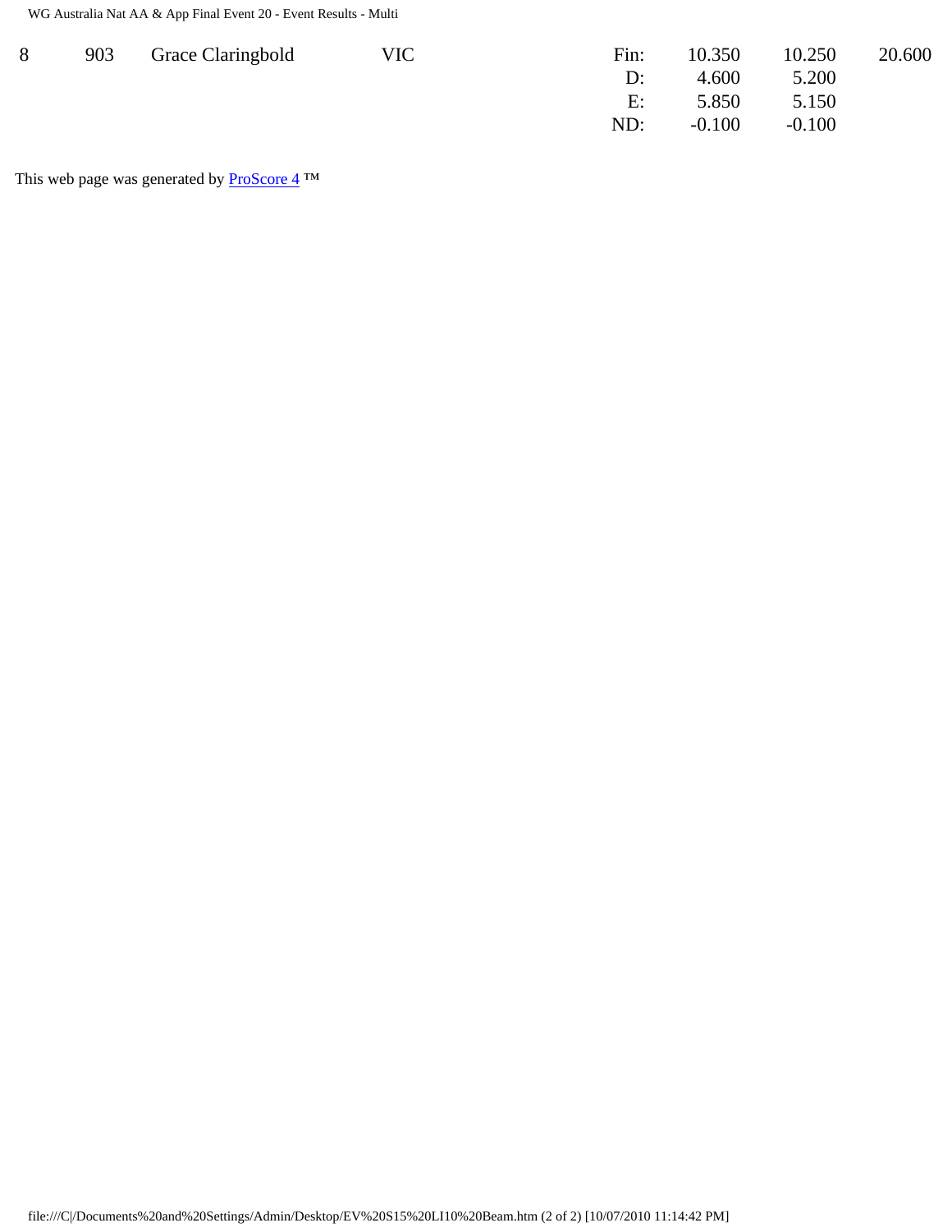| | | | | | | | |
|---|---|---|---|---|---|---|---|
| 8 | 903 | Grace Claringbold | VIC | Fin: | 10.350 | 10.250 | 20.600 |
| | | | | D: | 4.600 | 5.200 | |
| | | | | E: | 5.850 | 5.150 | |
| | | | | ND: | -0.100 | -0.100 | |

This web page was generated by ProScore 4 ™